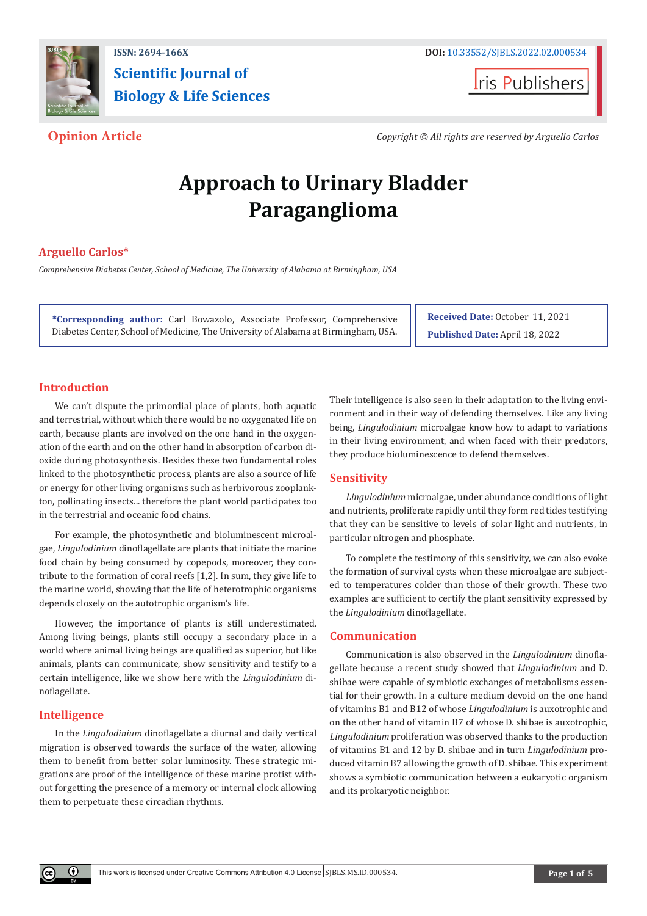ISSN: 2694-166X

DOI: 10.33552/SJBLS.2022.02.000534

**Scientific Journal of Biology & Life Sciences**

Iris Publishers

**Opinion Article**

*Copyright © All rights are reserved by Arguello Carlos*

# Approach to Urinary Bladder Paraganglioma

**Arguello Carlos***

*Comprehensive Diabetes Center, School of Medicine, The University of Alabama at Birmingham, USA*

**\*Corresponding author:** Carl Bowazolo, Associate Professor, Comprehensive Diabetes Center, School of Medicine, The University of Alabama at Birmingham, USA.

**Received Date:** October 11, 2021

**Published Date:** April 18, 2022

## Introduction

We can't dispute the primordial place of plants, both aquatic and terrestrial, without which there would be no oxygenated life on earth, because plants are involved on the one hand in the oxygenation of the earth and on the other hand in absorption of carbon dioxide during photosynthesis. Besides these two fundamental roles linked to the photosynthetic process, plants are also a source of life or energy for other living organisms such as herbivorous zooplankton, pollinating insects... therefore the plant world participates too in the terrestrial and oceanic food chains.

For example, the photosynthetic and bioluminescent microalgae, *Lingulodinium* dinoflagellate are plants that initiate the marine food chain by being consumed by copepods, moreover, they contribute to the formation of coral reefs [1,2]. In sum, they give life to the marine world, showing that the life of heterotrophic organisms depends closely on the autotrophic organism's life.

However, the importance of plants is still underestimated. Among living beings, plants still occupy a secondary place in a world where animal living beings are qualified as superior, but like animals, plants can communicate, show sensitivity and testify to a certain intelligence, like we show here with the *Lingulodinium* dinoflagellate.

## Intelligence

In the *Lingulodinium* dinoflagellate a diurnal and daily vertical migration is observed towards the surface of the water, allowing them to benefit from better solar luminosity. These strategic migrations are proof of the intelligence of these marine protist without forgetting the presence of a memory or internal clock allowing them to perpetuate these circadian rhythms.

Their intelligence is also seen in their adaptation to the living environment and in their way of defending themselves. Like any living being, *Lingulodinium* microalgae know how to adapt to variations in their living environment, and when faced with their predators, they produce bioluminescence to defend themselves.

## Sensitivity

*Lingulodinium* microalgae, under abundance conditions of light and nutrients, proliferate rapidly until they form red tides testifying that they can be sensitive to levels of solar light and nutrients, in particular nitrogen and phosphate.

To complete the testimony of this sensitivity, we can also evoke the formation of survival cysts when these microalgae are subjected to temperatures colder than those of their growth. These two examples are sufficient to certify the plant sensitivity expressed by the *Lingulodinium* dinoflagellate.

## Communication

Communication is also observed in the *Lingulodinium* dinoflagellate because a recent study showed that *Lingulodinium* and D. shibae were capable of symbiotic exchanges of metabolisms essential for their growth. In a culture medium devoid on the one hand of vitamins B1 and B12 of whose *Lingulodinium* is auxotrophic and on the other hand of vitamin B7 of whose D. shibae is auxotrophic, *Lingulodinium* proliferation was observed thanks to the production of vitamins B1 and 12 by D. shibae and in turn *Lingulodinium* produced vitamin B7 allowing the growth of D. shibae. This experiment shows a symbiotic communication between a eukaryotic organism and its prokaryotic neighbor.

This work is licensed under Creative Commons Attribution 4.0 License | SJBLS.MS.ID.000534.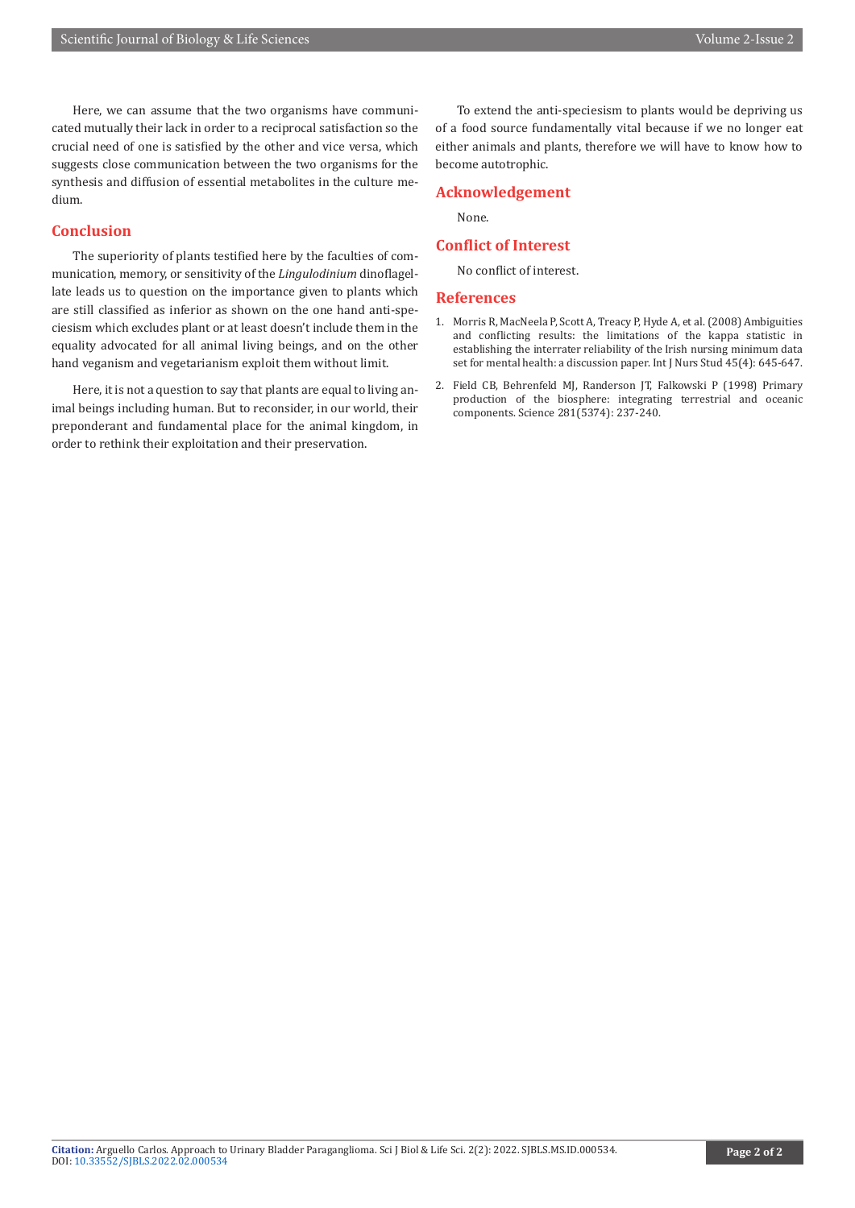Here, we can assume that the two organisms have communicated mutually their lack in order to a reciprocal satisfaction so the crucial need of one is satisfied by the other and vice versa, which suggests close communication between the two organisms for the synthesis and diffusion of essential metabolites in the culture medium.

## Conclusion

The superiority of plants testified here by the faculties of communication, memory, or sensitivity of the *Lingulodinium* dinoflagellate leads us to question on the importance given to plants which are still classified as inferior as shown on the one hand anti-speciesism which excludes plant or at least doesn't include them in the equality advocated for all animal living beings, and on the other hand veganism and vegetarianism exploit them without limit.

Here, it is not a question to say that plants are equal to living animal beings including human. But to reconsider, in our world, their preponderant and fundamental place for the animal kingdom, in order to rethink their exploitation and their preservation.

To extend the anti-speciesism to plants would be depriving us of a food source fundamentally vital because if we no longer eat either animals and plants, therefore we will have to know how to become autotrophic.

## Acknowledgement

None.

## Conflict of Interest

No conflict of interest.

## References

1. Morris R, MacNeela P, Scott A, Treacy P, Hyde A, et al. (2008) Ambiguities and conflicting results: the limitations of the kappa statistic in establishing the interrater reliability of the Irish nursing minimum data set for mental health: a discussion paper. Int J Nurs Stud 45(4): 645-647.
2. Field CB, Behrenfeld MJ, Randerson JT, Falkowski P (1998) Primary production of the biosphere: integrating terrestrial and oceanic components. Science 281(5374): 237-240.